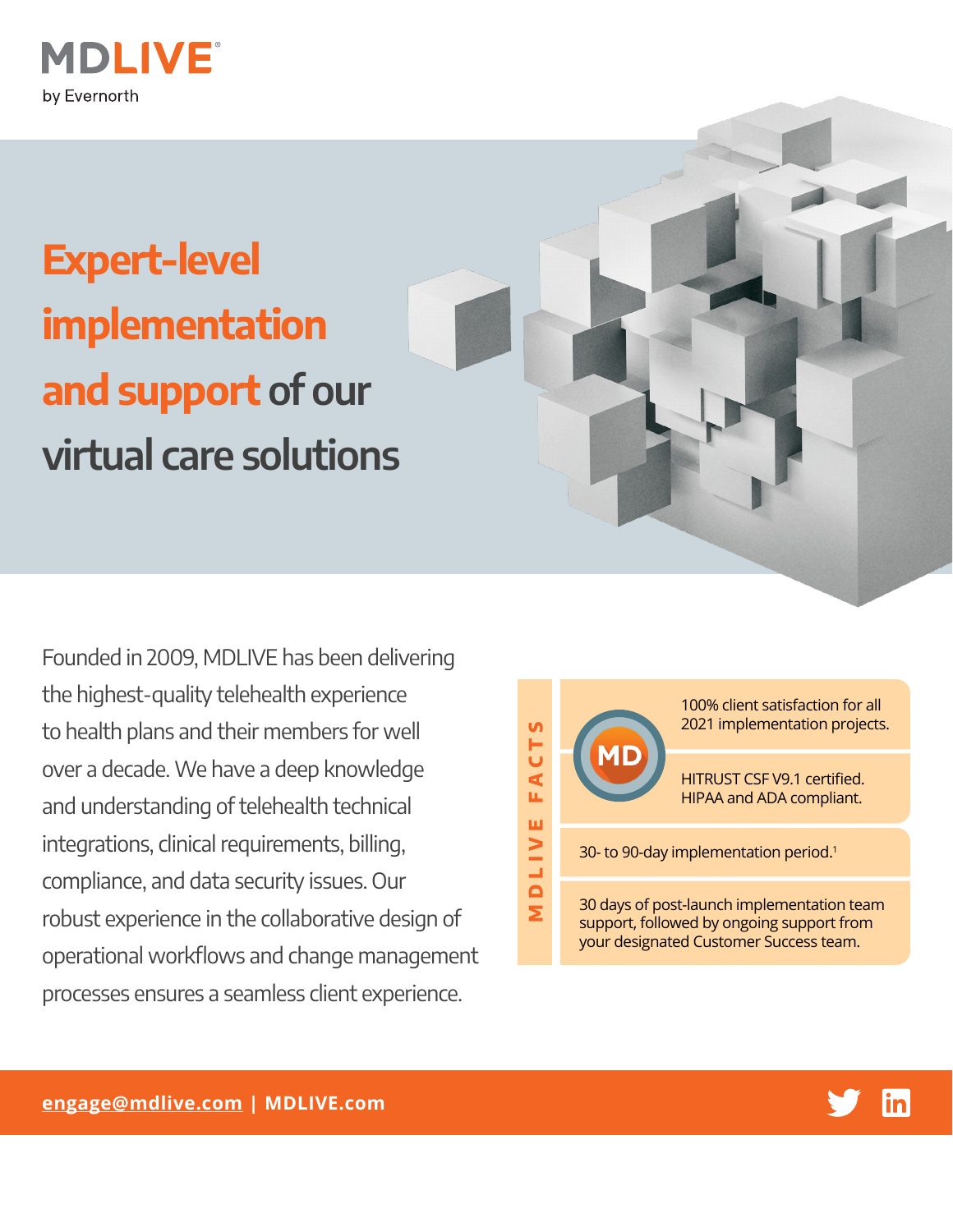MDLIVE® by Evernorth

# Expert-level implementation and support of our virtual care solutions

Founded in 2009, MDLIVE has been delivering the highest-quality telehealth experience to health plans and their members for well over a decade. We have a deep knowledge and understanding of telehealth technical integrations, clinical requirements, billing, compliance, and data security issues. Our robust experience in the collaborative design of operational workflows and change management processes ensures a seamless client experience.

## MDLIVE FACTS

- 100% client satisfaction for all 2021 implementation projects.
- HITRUST CSF V9.1 certified. HIPAA and ADA compliant.
- 30- to 90-day implementation period.[1]
- 30 days of post-launch implementation team support, followed by ongoing support from your designated Customer Success team.

**engage@mdlive.com | MDLIVE.com**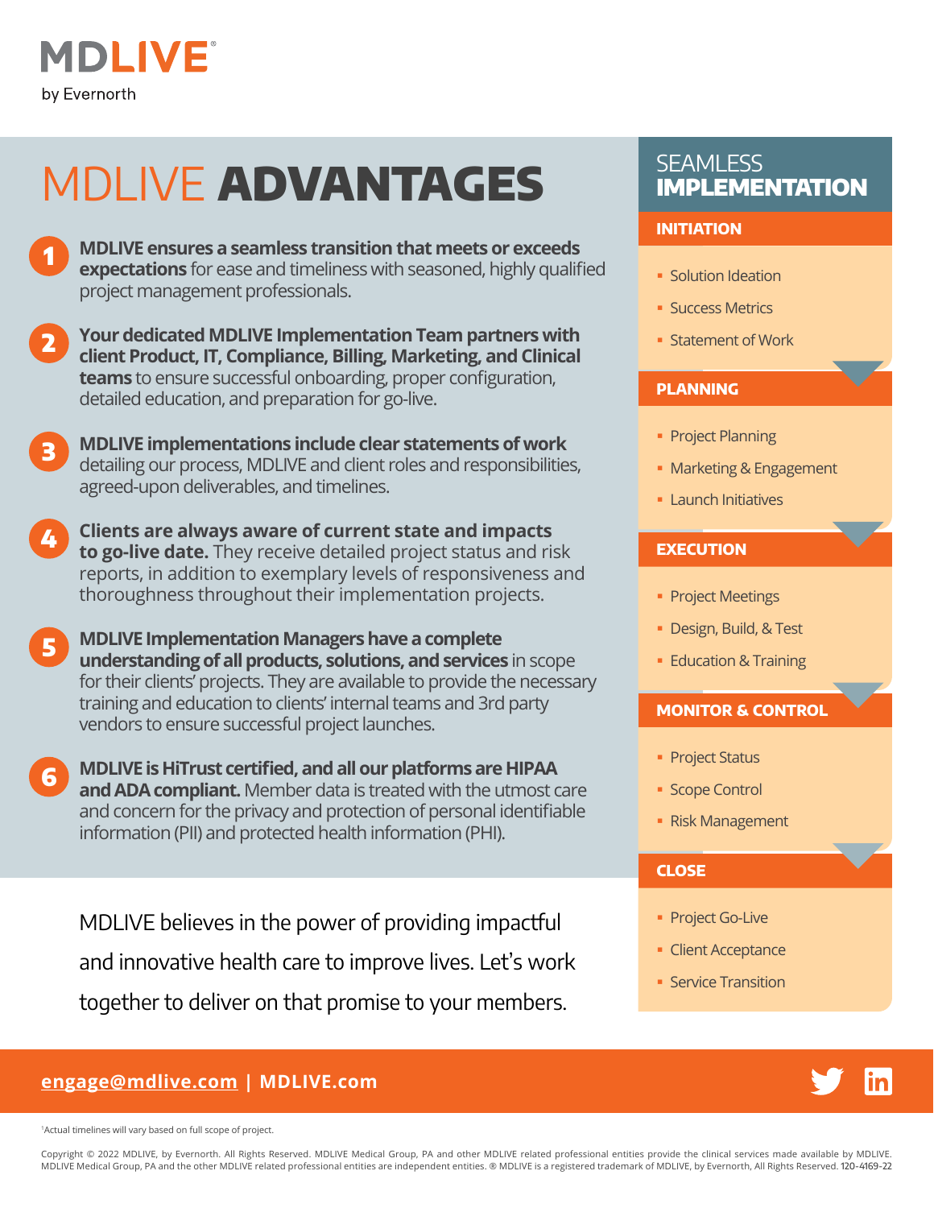MDLIVE
by Evernorth

# MDLIVE ADVANTAGES

1. **MDLIVE ensures a seamless transition that meets or exceeds expectations** for ease and timeliness with seasoned, highly qualified project management professionals.

2. **Your dedicated MDLIVE Implementation Team partners with client Product, IT, Compliance, Billing, Marketing, and Clinical teams** to ensure successful onboarding, proper configuration, detailed education, and preparation for go-live.

3. **MDLIVE implementations include clear statements of work** detailing our process, MDLIVE and client roles and responsibilities, agreed-upon deliverables, and timelines.

4. **Clients are always aware of current state and impacts to go-live date.** They receive detailed project status and risk reports, in addition to exemplary levels of responsiveness and thoroughness throughout their implementation projects.

5. **MDLIVE Implementation Managers have a complete understanding of all products, solutions, and services** in scope for their clients' projects. They are available to provide the necessary training and education to clients' internal teams and 3rd party vendors to ensure successful project launches.

6. **MDLIVE is HiTrust certified, and all our platforms are HIPAA and ADA compliant.** Member data is treated with the utmost care and concern for the privacy and protection of personal identifiable information (PII) and protected health information (PHI).

MDLIVE believes in the power of providing impactful and innovative health care to improve lives. Let's work together to deliver on that promise to your members.

## SEAMLESS IMPLEMENTATION

### INITIATION

- Solution Ideation
- Success Metrics
- Statement of Work

### PLANNING

- Project Planning
- Marketing & Engagement
- Launch Initiatives

### EXECUTION

- Project Meetings
- Design, Build, & Test
- Education & Training

### MONITOR & CONTROL

- Project Status
- Scope Control
- Risk Management

### CLOSE

- Project Go-Live
- Client Acceptance
- Service Transition

engage@mdlive.com | MDLIVE.com

[1]Actual timelines will vary based on full scope of project.

Copyright © 2022 MDLIVE, by Evernorth. All Rights Reserved. MDLIVE Medical Group, PA and other MDLIVE related professional entities provide the clinical services made available by MDLIVE. MDLIVE Medical Group, PA and the other MDLIVE related professional entities are independent entities. ® MDLIVE is a registered trademark of MDLIVE, by Evernorth, All Rights Reserved. 120-4169-22